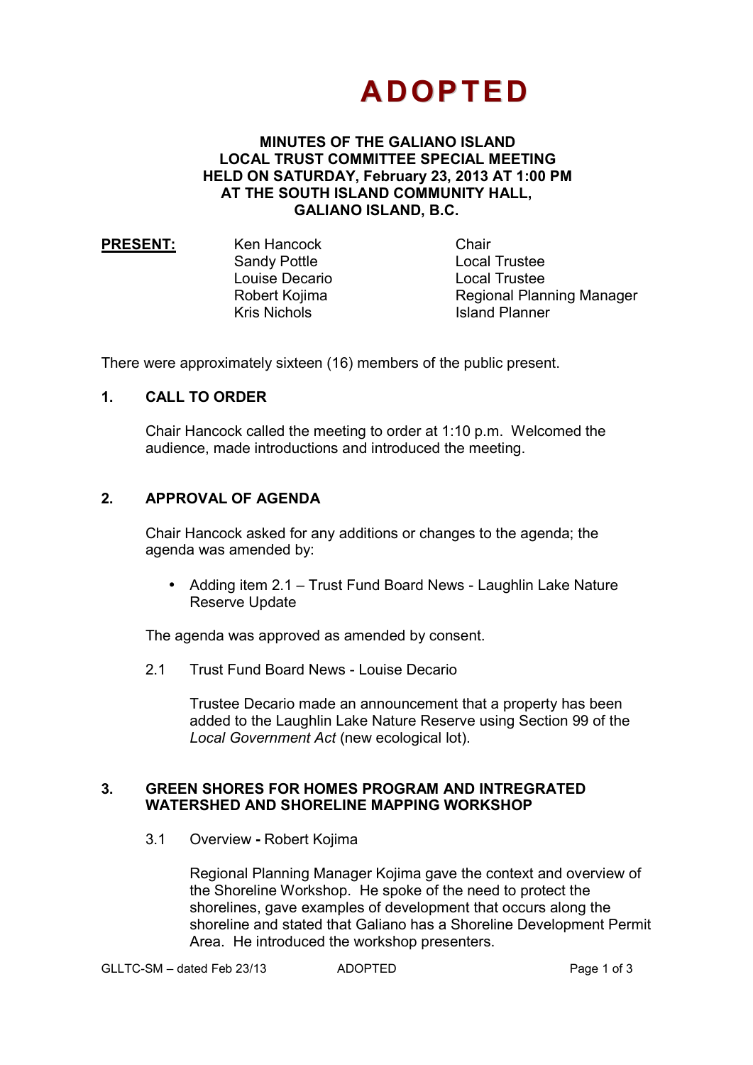# ADOPTED

**MINUTES OF THE GALIANO ISLAND LOCAL TRUST COMMITTEE SPECIAL MEETING HELD ON SATURDAY, February 23, 2013 AT 1:00 PM AT THE SOUTH ISLAND COMMUNITY HALL, GALIANO ISLAND, B.C.**

**PRESENT:**

| | |
|---|---|
| Ken Hancock | Chair |
| Sandy Pottle | Local Trustee |
| Louise Decario | Local Trustee |
| Robert Kojima | Regional Planning Manager |
| Kris Nichols | Island Planner |

There were approximately sixteen (16) members of the public present.

## 1. CALL TO ORDER

Chair Hancock called the meeting to order at 1:10 p.m. Welcomed the audience, made introductions and introduced the meeting.

## 2. APPROVAL OF AGENDA

Chair Hancock asked for any additions or changes to the agenda; the agenda was amended by:

- Adding item 2.1 – Trust Fund Board News - Laughlin Lake Nature Reserve Update

The agenda was approved as amended by consent.

2.1 Trust Fund Board News - Louise Decario

Trustee Decario made an announcement that a property has been added to the Laughlin Lake Nature Reserve using Section 99 of the *Local Government Act* (new ecological lot).

## 3. GREEN SHORES FOR HOMES PROGRAM AND INTREGRATED WATERSHED AND SHORELINE MAPPING WORKSHOP

3.1 Overview **-** Robert Kojima

Regional Planning Manager Kojima gave the context and overview of the Shoreline Workshop. He spoke of the need to protect the shorelines, gave examples of development that occurs along the shoreline and stated that Galiano has a Shoreline Development Permit Area. He introduced the workshop presenters.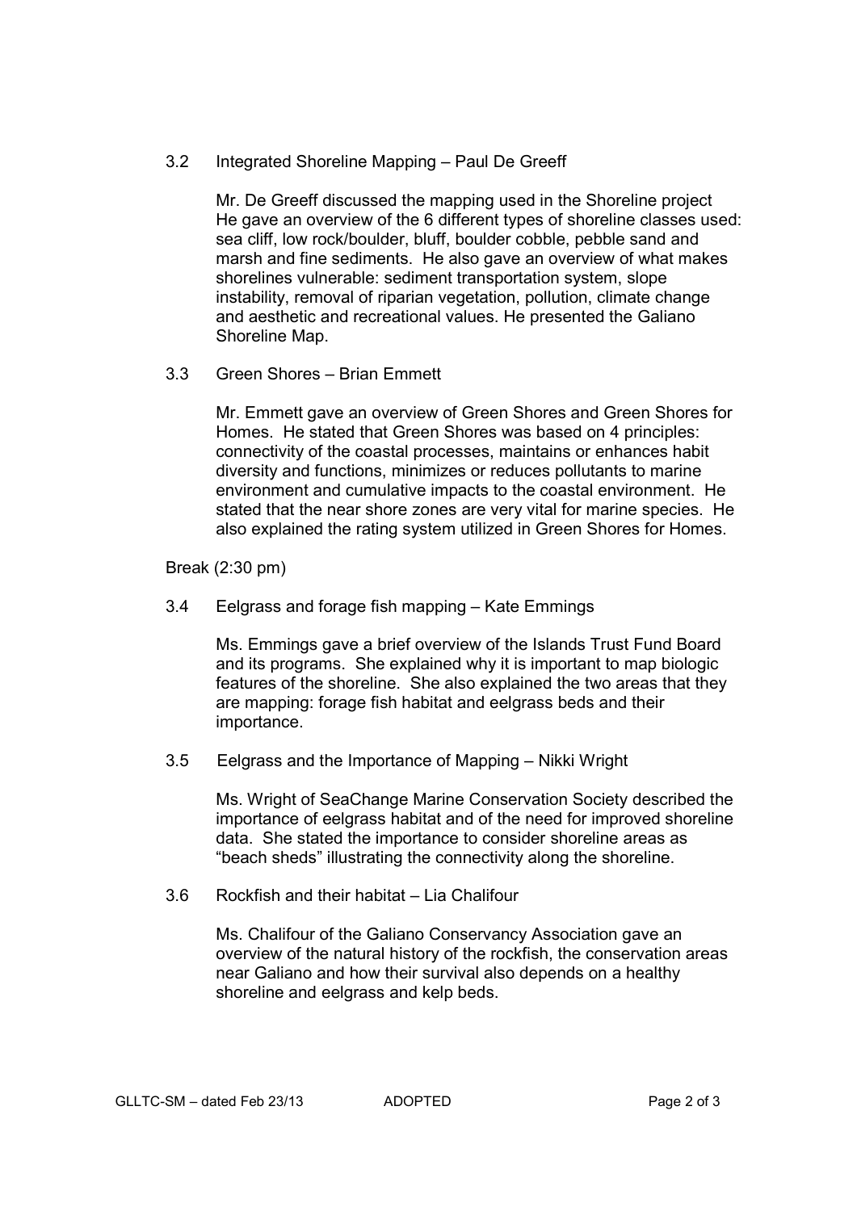3.2 Integrated Shoreline Mapping – Paul De Greeff

Mr. De Greeff discussed the mapping used in the Shoreline project He gave an overview of the 6 different types of shoreline classes used: sea cliff, low rock/boulder, bluff, boulder cobble, pebble sand and marsh and fine sediments. He also gave an overview of what makes shorelines vulnerable: sediment transportation system, slope instability, removal of riparian vegetation, pollution, climate change and aesthetic and recreational values. He presented the Galiano Shoreline Map.

3.3 Green Shores – Brian Emmett

Mr. Emmett gave an overview of Green Shores and Green Shores for Homes. He stated that Green Shores was based on 4 principles: connectivity of the coastal processes, maintains or enhances habit diversity and functions, minimizes or reduces pollutants to marine environment and cumulative impacts to the coastal environment. He stated that the near shore zones are very vital for marine species. He also explained the rating system utilized in Green Shores for Homes.

Break (2:30 pm)

3.4 Eelgrass and forage fish mapping – Kate Emmings

Ms. Emmings gave a brief overview of the Islands Trust Fund Board and its programs. She explained why it is important to map biologic features of the shoreline. She also explained the two areas that they are mapping: forage fish habitat and eelgrass beds and their importance.

3.5 Eelgrass and the Importance of Mapping – Nikki Wright

Ms. Wright of SeaChange Marine Conservation Society described the importance of eelgrass habitat and of the need for improved shoreline data. She stated the importance to consider shoreline areas as "beach sheds" illustrating the connectivity along the shoreline.

3.6 Rockfish and their habitat – Lia Chalifour

Ms. Chalifour of the Galiano Conservancy Association gave an overview of the natural history of the rockfish, the conservation areas near Galiano and how their survival also depends on a healthy shoreline and eelgrass and kelp beds.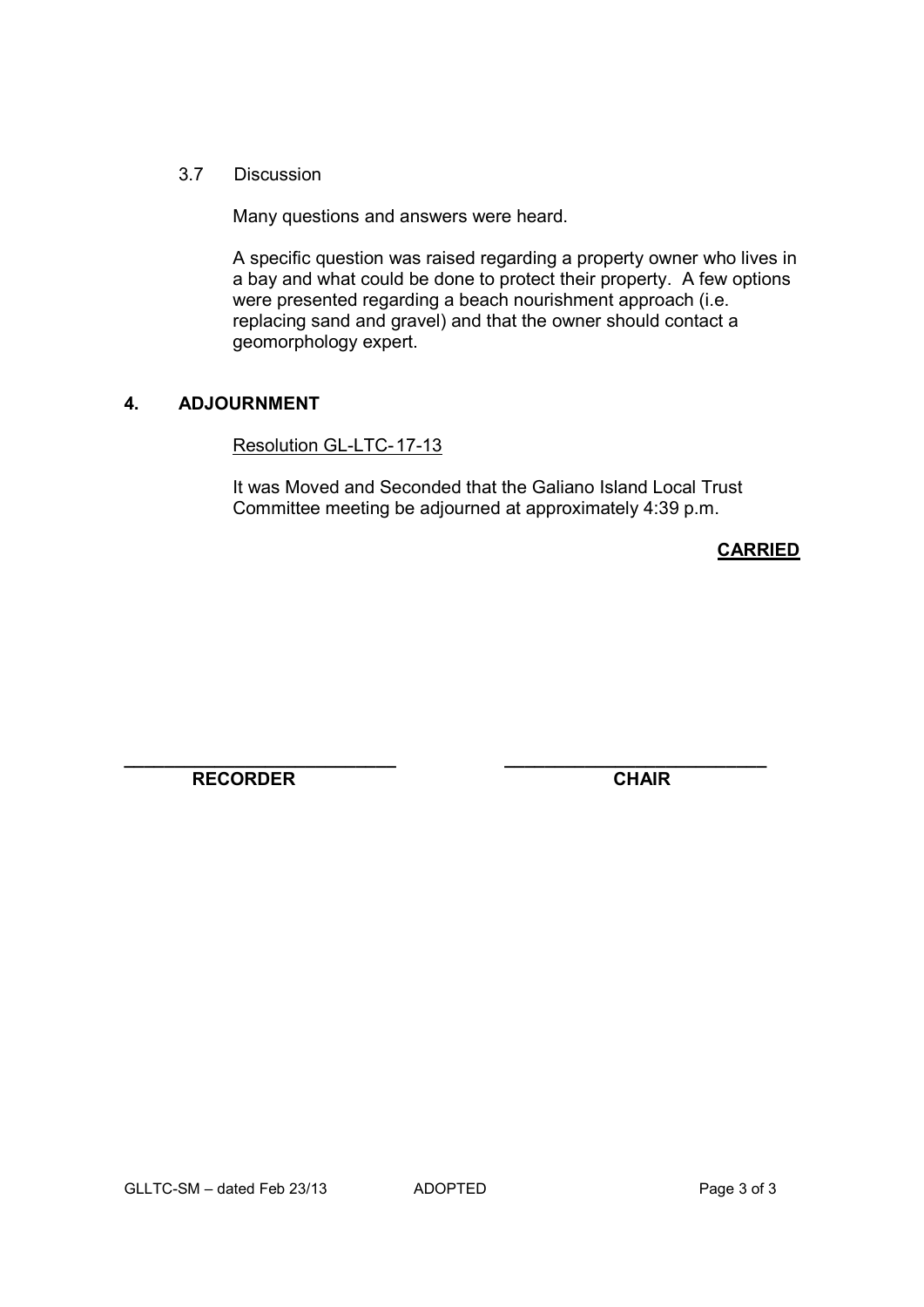3.7 Discussion

Many questions and answers were heard.

A specific question was raised regarding a property owner who lives in a bay and what could be done to protect their property. A few options were presented regarding a beach nourishment approach (i.e. replacing sand and gravel) and that the owner should contact a geomorphology expert.

## 4. ADJOURNMENT

Resolution GL-LTC-17-13

It was Moved and Seconded that the Galiano Island Local Trust Committee meeting be adjourned at approximately 4:39 p.m.

**CARRIED**

\_\_\_\_\_\_\_\_\_\_\_\_\_\_\_\_\_\_\_\_\_\_\_\_\_\_
**RECORDER**

\_\_\_\_\_\_\_\_\_\_\_\_\_\_\_\_\_\_\_\_\_\_\_\_\_\_
**CHAIR**

GLLTC-SM – dated Feb 23/13 ADOPTED